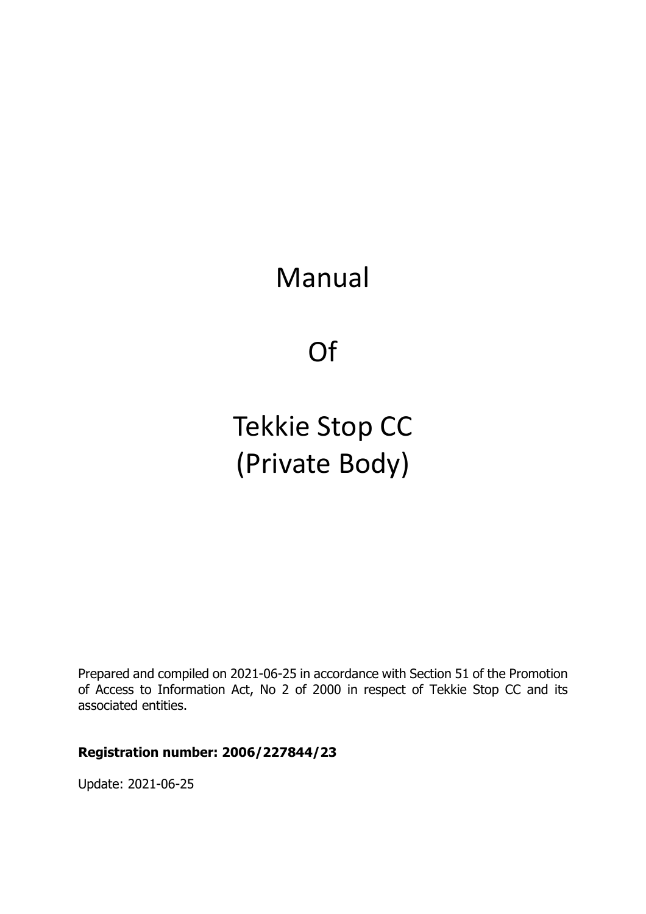# Manual

# Of

# Tekkie Stop CC (Private Body)

Prepared and compiled on 2021-06-25 in accordance with Section 51 of the Promotion of Access to Information Act, No 2 of 2000 in respect of Tekkie Stop CC and its associated entities.

**Registration number: 2006/227844/23**

Update: 2021-06-25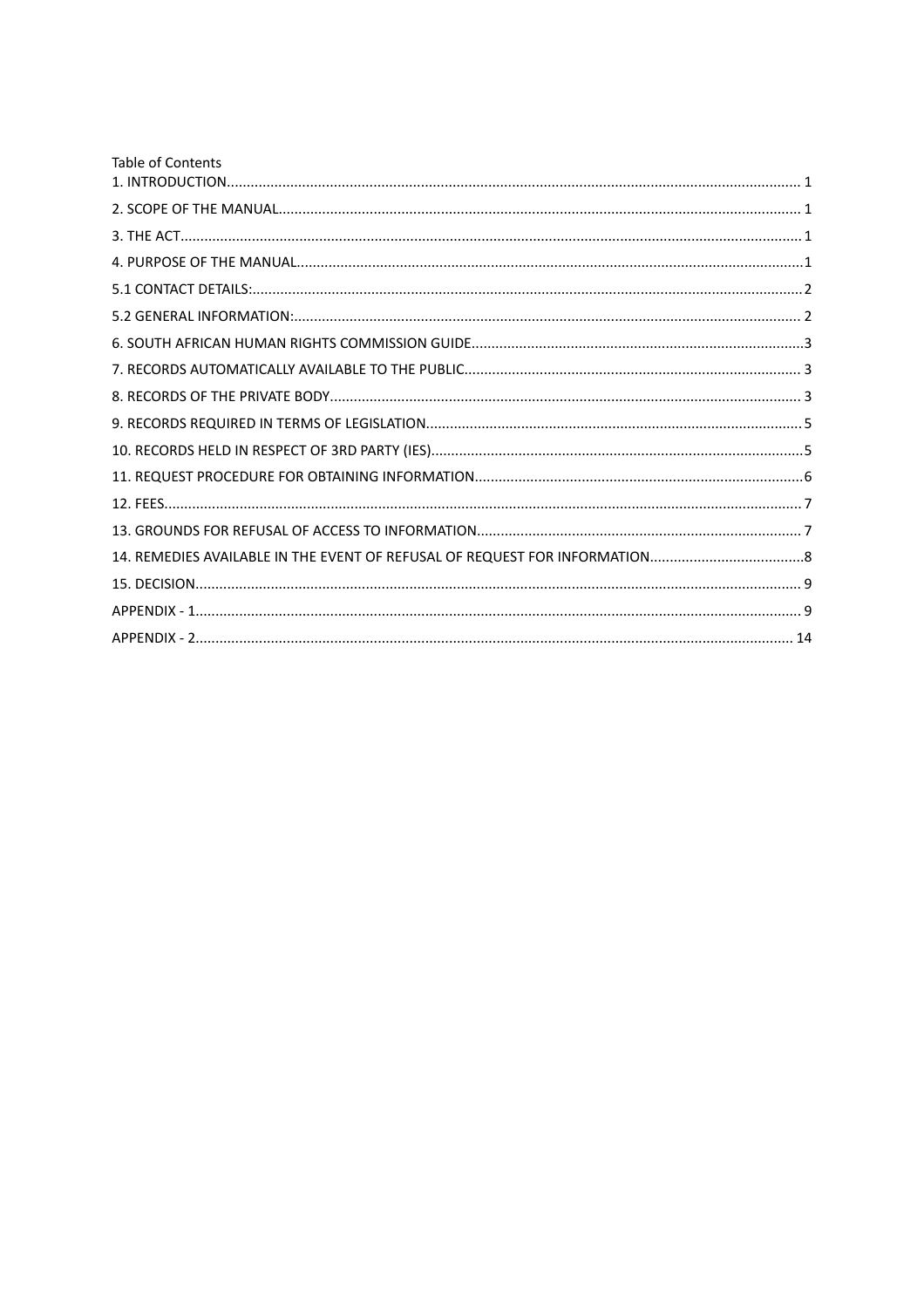Table of Contents

1. INTRODUCTION........................................................................................................................................... 1
2. SCOPE OF THE MANUAL.............................................................................................................................. 1
3. THE ACT....................................................................................................................................................... 1
4. PURPOSE OF THE MANUAL..........................................................................................................................1
5.1 CONTACT DETAILS:..................................................................................................................................... 2
5.2 GENERAL INFORMATION:.......................................................................................................................... 2
6. SOUTH AFRICAN HUMAN RIGHTS COMMISSION GUIDE...................................................................................3
7. RECORDS AUTOMATICALLY AVAILABLE TO THE PUBLIC................................................................................... 3
8. RECORDS OF THE PRIVATE BODY.................................................................................................................. 3
9. RECORDS REQUIRED IN TERMS OF LEGISLATION............................................................................................5
10. RECORDS HELD IN RESPECT OF 3RD PARTY (IES)...........................................................................................5
11. REQUEST PROCEDURE FOR OBTAINING INFORMATION.................................................................................6
12. FEES........................................................................................................................................................... 7
13. GROUNDS FOR REFUSAL OF ACCESS TO INFORMATION................................................................................. 7
14. REMEDIES AVAILABLE IN THE EVENT OF REFUSAL OF REQUEST FOR INFORMATION.......................................8
15. DECISION.................................................................................................................................................... 9
APPENDIX - 1.................................................................................................................................................. 9
APPENDIX - 2................................................................................................................................................ 14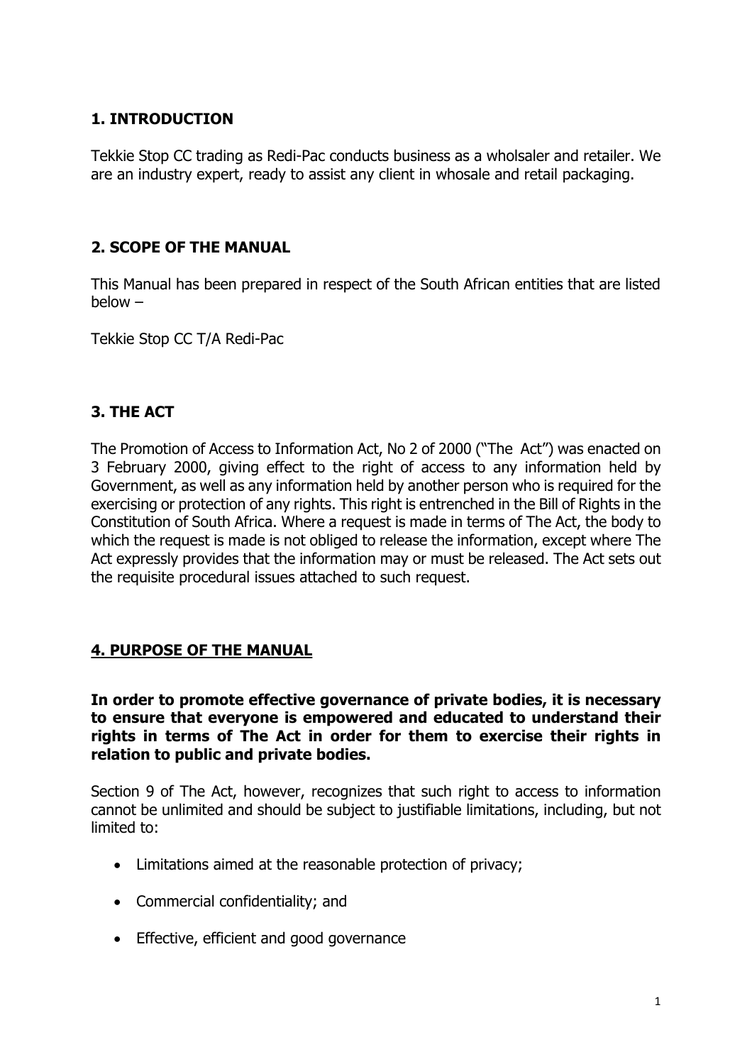## 1. INTRODUCTION

Tekkie Stop CC trading as Redi-Pac conducts business as a wholsaler and retailer. We are an industry expert, ready to assist any client in whosale and retail packaging.

## 2. SCOPE OF THE MANUAL

This Manual has been prepared in respect of the South African entities that are listed below –

Tekkie Stop CC T/A Redi-Pac

## 3. THE ACT

The Promotion of Access to Information Act, No 2 of 2000 ("The Act") was enacted on 3 February 2000, giving effect to the right of access to any information held by Government, as well as any information held by another person who is required for the exercising or protection of any rights. This right is entrenched in the Bill of Rights in the Constitution of South Africa. Where a request is made in terms of The Act, the body to which the request is made is not obliged to release the information, except where The Act expressly provides that the information may or must be released. The Act sets out the requisite procedural issues attached to such request.

## 4. PURPOSE OF THE MANUAL

**In order to promote effective governance of private bodies, it is necessary to ensure that everyone is empowered and educated to understand their rights in terms of The Act in order for them to exercise their rights in relation to public and private bodies.**

Section 9 of The Act, however, recognizes that such right to access to information cannot be unlimited and should be subject to justifiable limitations, including, but not limited to:

- Limitations aimed at the reasonable protection of privacy;
- Commercial confidentiality; and
- Effective, efficient and good governance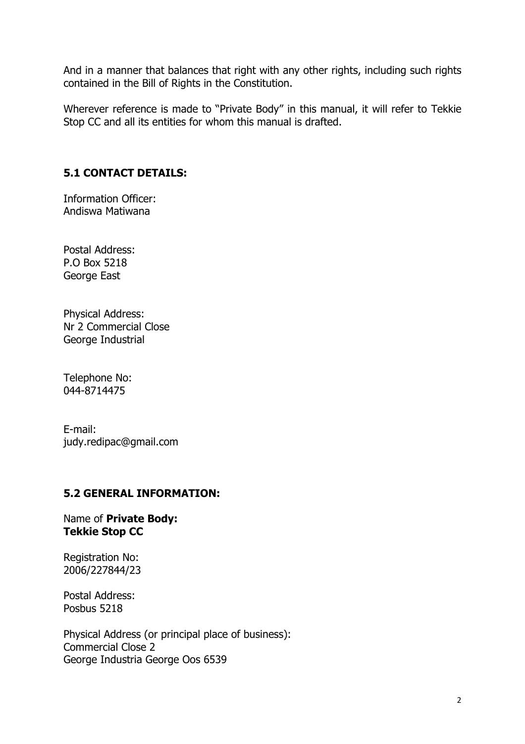And in a manner that balances that right with any other rights, including such rights contained in the Bill of Rights in the Constitution.

Wherever reference is made to "Private Body" in this manual, it will refer to Tekkie Stop CC and all its entities for whom this manual is drafted.

## 5.1 CONTACT DETAILS:

Information Officer:
Andiswa Matiwana

Postal Address:
P.O Box 5218
George East

Physical Address:
Nr 2 Commercial Close
George Industrial

Telephone No:
044-8714475

E-mail:
judy.redipac@gmail.com

## 5.2 GENERAL INFORMATION:

Name of **Private Body:**
**Tekkie Stop CC**

Registration No:
2006/227844/23

Postal Address:
Posbus 5218

Physical Address (or principal place of business):
Commercial Close 2
George Industria George Oos 6539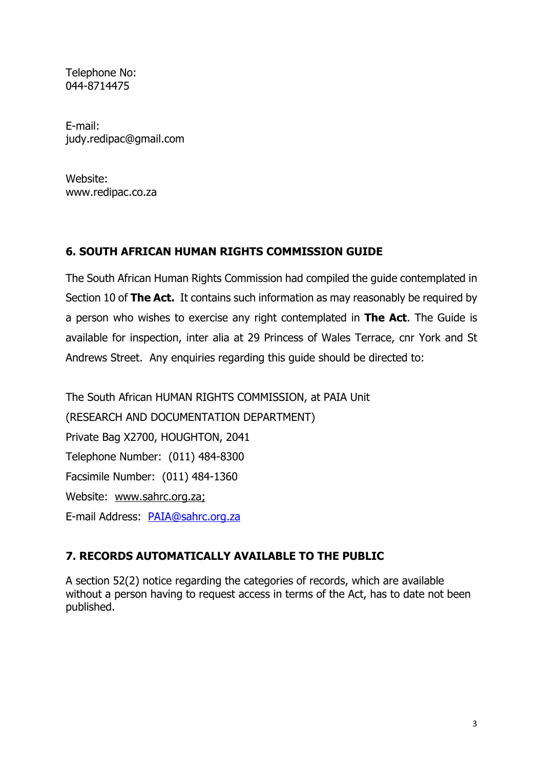Telephone No:
044-8714475

E-mail:
judy.redipac@gmail.com

Website:
www.redipac.co.za

## 6. SOUTH AFRICAN HUMAN RIGHTS COMMISSION GUIDE

The South African Human Rights Commission had compiled the guide contemplated in Section 10 of **The Act.** It contains such information as may reasonably be required by a person who wishes to exercise any right contemplated in **The Act**. The Guide is available for inspection, inter alia at 29 Princess of Wales Terrace, cnr York and St Andrews Street. Any enquiries regarding this guide should be directed to:

The South African HUMAN RIGHTS COMMISSION, at PAIA Unit
(RESEARCH AND DOCUMENTATION DEPARTMENT)
Private Bag X2700, HOUGHTON, 2041
Telephone Number: (011) 484-8300
Facsimile Number: (011) 484-1360
Website: www.sahrc.org.za;
E-mail Address: PAIA@sahrc.org.za

## 7. RECORDS AUTOMATICALLY AVAILABLE TO THE PUBLIC

A section 52(2) notice regarding the categories of records, which are available without a person having to request access in terms of the Act, has to date not been published.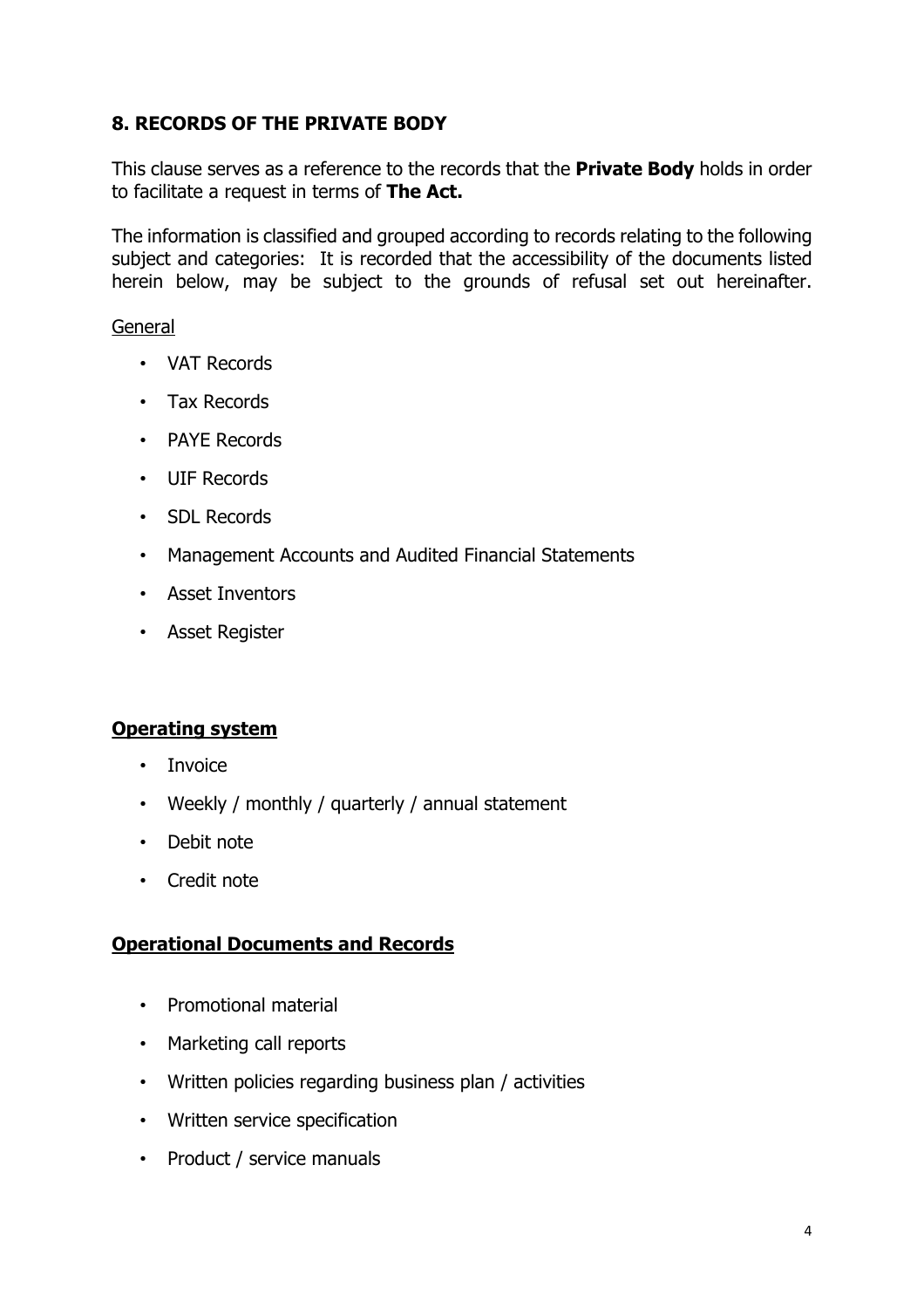## 8. RECORDS OF THE PRIVATE BODY

This clause serves as a reference to the records that the **Private Body** holds in order to facilitate a request in terms of **The Act.**

The information is classified and grouped according to records relating to the following subject and categories: It is recorded that the accessibility of the documents listed herein below, may be subject to the grounds of refusal set out hereinafter.

General

- VAT Records
- Tax Records
- PAYE Records
- UIF Records
- SDL Records
- Management Accounts and Audited Financial Statements
- Asset Inventors
- Asset Register

**Operating system**

- Invoice
- Weekly / monthly / quarterly / annual statement
- Debit note
- Credit note

**Operational Documents and Records**

- Promotional material
- Marketing call reports
- Written policies regarding business plan / activities
- Written service specification
- Product / service manuals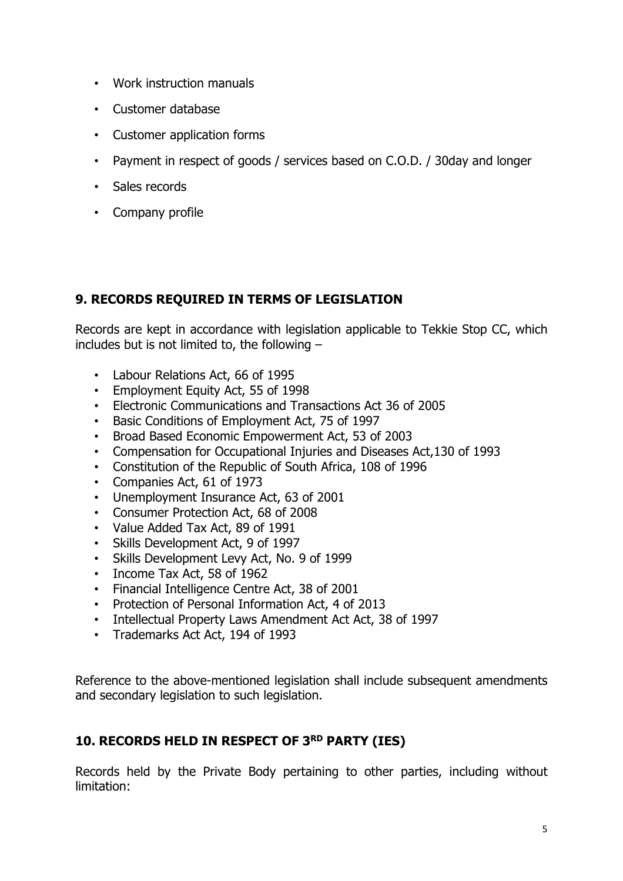- Work instruction manuals
- Customer database
- Customer application forms
- Payment in respect of goods / services based on C.O.D. / 30day and longer
- Sales records
- Company profile

## 9. RECORDS REQUIRED IN TERMS OF LEGISLATION

Records are kept in accordance with legislation applicable to Tekkie Stop CC, which includes but is not limited to, the following –

- Labour Relations Act, 66 of 1995
- Employment Equity Act, 55 of 1998
- Electronic Communications and Transactions Act 36 of 2005
- Basic Conditions of Employment Act, 75 of 1997
- Broad Based Economic Empowerment Act, 53 of 2003
- Compensation for Occupational Injuries and Diseases Act,130 of 1993
- Constitution of the Republic of South Africa, 108 of 1996
- Companies Act, 61 of 1973
- Unemployment Insurance Act, 63 of 2001
- Consumer Protection Act, 68 of 2008
- Value Added Tax Act, 89 of 1991
- Skills Development Act, 9 of 1997
- Skills Development Levy Act, No. 9 of 1999
- Income Tax Act, 58 of 1962
- Financial Intelligence Centre Act, 38 of 2001
- Protection of Personal Information Act, 4 of 2013
- Intellectual Property Laws Amendment Act Act, 38 of 1997
- Trademarks Act Act, 194 of 1993

Reference to the above-mentioned legislation shall include subsequent amendments and secondary legislation to such legislation.

## 10. RECORDS HELD IN RESPECT OF 3RD PARTY (IES)

Records held by the Private Body pertaining to other parties, including without limitation: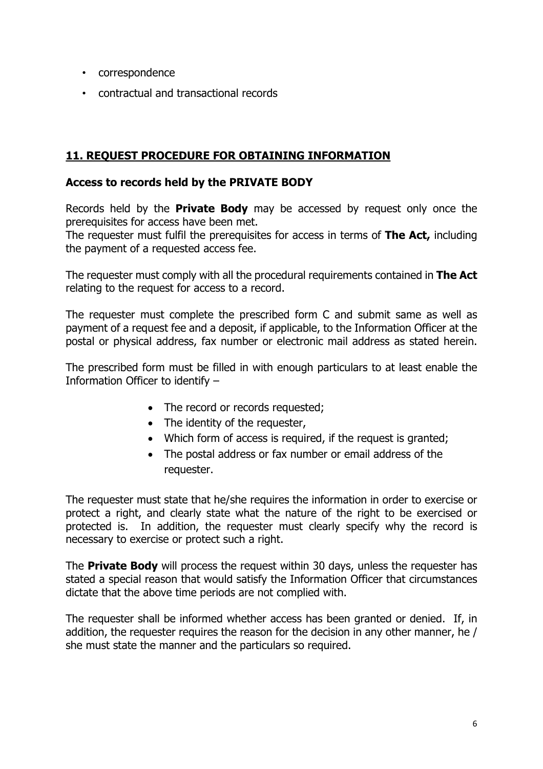- correspondence
- contractual and transactional records

## 11. REQUEST PROCEDURE FOR OBTAINING INFORMATION

### Access to records held by the PRIVATE BODY

Records held by the **Private Body** may be accessed by request only once the prerequisites for access have been met.
The requester must fulfil the prerequisites for access in terms of **The Act,** including the payment of a requested access fee.

The requester must comply with all the procedural requirements contained in **The Act** relating to the request for access to a record.

The requester must complete the prescribed form C and submit same as well as payment of a request fee and a deposit, if applicable, to the Information Officer at the postal or physical address, fax number or electronic mail address as stated herein.

The prescribed form must be filled in with enough particulars to at least enable the Information Officer to identify –

- The record or records requested;
- The identity of the requester,
- Which form of access is required, if the request is granted;
- The postal address or fax number or email address of the requester.

The requester must state that he/she requires the information in order to exercise or protect a right, and clearly state what the nature of the right to be exercised or protected is. In addition, the requester must clearly specify why the record is necessary to exercise or protect such a right.

The **Private Body** will process the request within 30 days, unless the requester has stated a special reason that would satisfy the Information Officer that circumstances dictate that the above time periods are not complied with.

The requester shall be informed whether access has been granted or denied. If, in addition, the requester requires the reason for the decision in any other manner, he / she must state the manner and the particulars so required.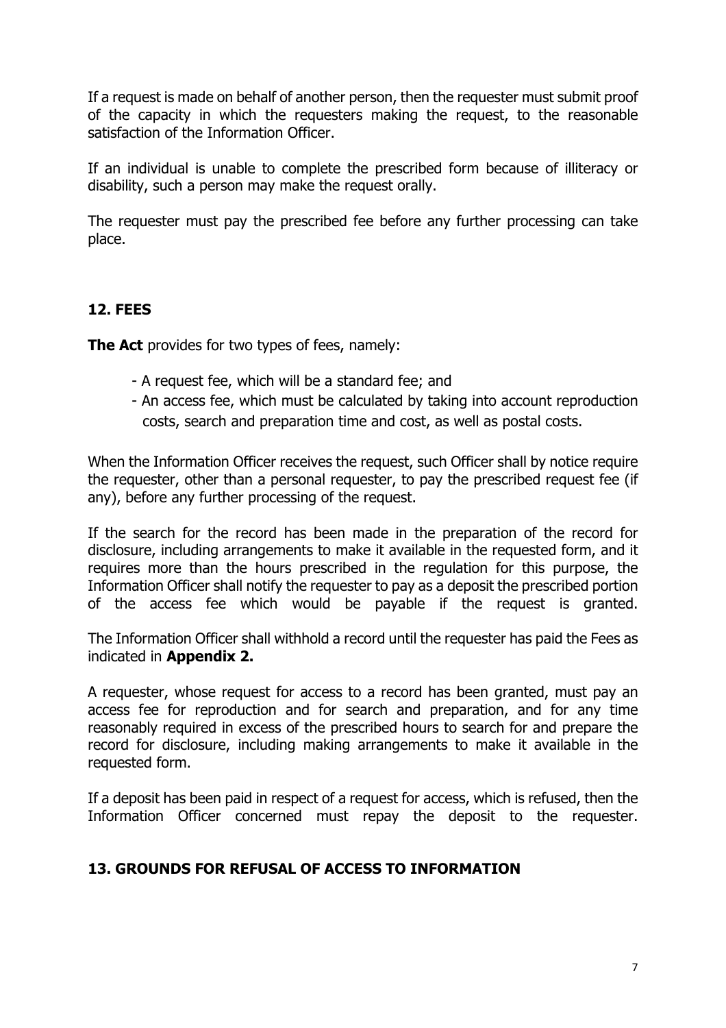If a request is made on behalf of another person, then the requester must submit proof of the capacity in which the requesters making the request, to the reasonable satisfaction of the Information Officer.

If an individual is unable to complete the prescribed form because of illiteracy or disability, such a person may make the request orally.

The requester must pay the prescribed fee before any further processing can take place.

## 12. FEES

**The Act** provides for two types of fees, namely:

- A request fee, which will be a standard fee; and
- An access fee, which must be calculated by taking into account reproduction costs, search and preparation time and cost, as well as postal costs.

When the Information Officer receives the request, such Officer shall by notice require the requester, other than a personal requester, to pay the prescribed request fee (if any), before any further processing of the request.

If the search for the record has been made in the preparation of the record for disclosure, including arrangements to make it available in the requested form, and it requires more than the hours prescribed in the regulation for this purpose, the Information Officer shall notify the requester to pay as a deposit the prescribed portion of the access fee which would be payable if the request is granted.

The Information Officer shall withhold a record until the requester has paid the Fees as indicated in **Appendix 2.**

A requester, whose request for access to a record has been granted, must pay an access fee for reproduction and for search and preparation, and for any time reasonably required in excess of the prescribed hours to search for and prepare the record for disclosure, including making arrangements to make it available in the requested form.

If a deposit has been paid in respect of a request for access, which is refused, then the Information Officer concerned must repay the deposit to the requester.

## 13. GROUNDS FOR REFUSAL OF ACCESS TO INFORMATION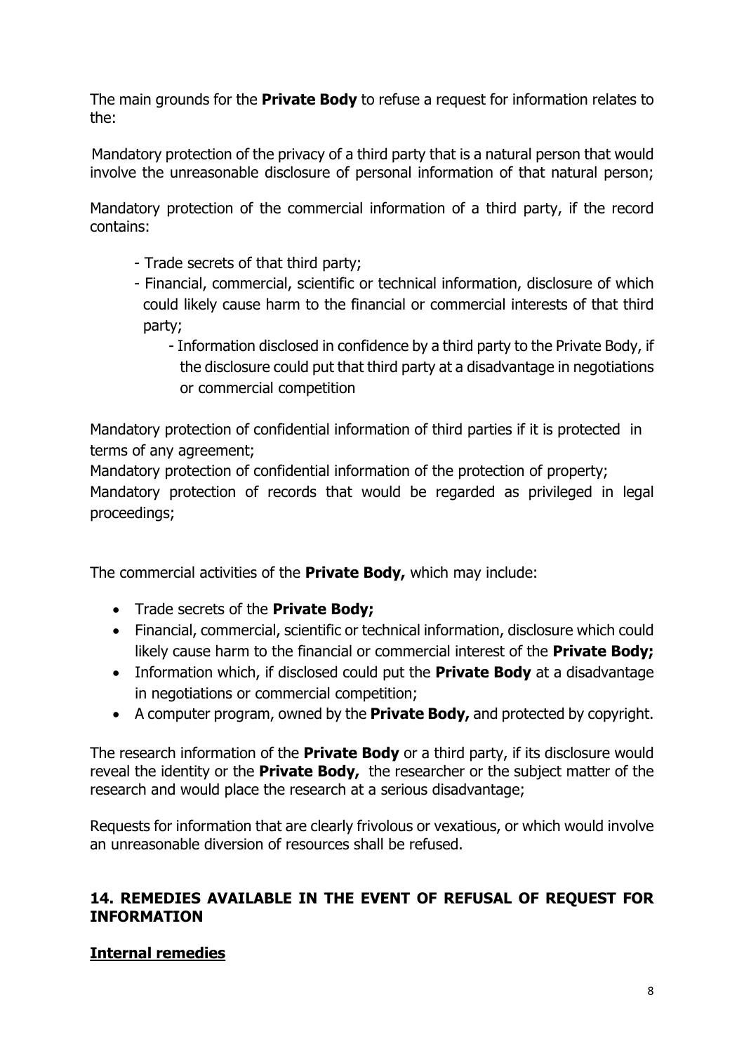The main grounds for the **Private Body** to refuse a request for information relates to the:

Mandatory protection of the privacy of a third party that is a natural person that would involve the unreasonable disclosure of personal information of that natural person;

Mandatory protection of the commercial information of a third party, if the record contains:

- Trade secrets of that third party;
- Financial, commercial, scientific or technical information, disclosure of which could likely cause harm to the financial or commercial interests of that third party;
- Information disclosed in confidence by a third party to the Private Body, if the disclosure could put that third party at a disadvantage in negotiations or commercial competition

Mandatory protection of confidential information of third parties if it is protected in terms of any agreement;
Mandatory protection of confidential information of the protection of property;
Mandatory protection of records that would be regarded as privileged in legal proceedings;

The commercial activities of the **Private Body,** which may include:

- Trade secrets of the **Private Body;**
- Financial, commercial, scientific or technical information, disclosure which could likely cause harm to the financial or commercial interest of the **Private Body;**
- Information which, if disclosed could put the **Private Body** at a disadvantage in negotiations or commercial competition;
- A computer program, owned by the **Private Body,** and protected by copyright.

The research information of the **Private Body** or a third party, if its disclosure would reveal the identity or the **Private Body,** the researcher or the subject matter of the research and would place the research at a serious disadvantage;

Requests for information that are clearly frivolous or vexatious, or which would involve an unreasonable diversion of resources shall be refused.

## 14. REMEDIES AVAILABLE IN THE EVENT OF REFUSAL OF REQUEST FOR INFORMATION

### Internal remedies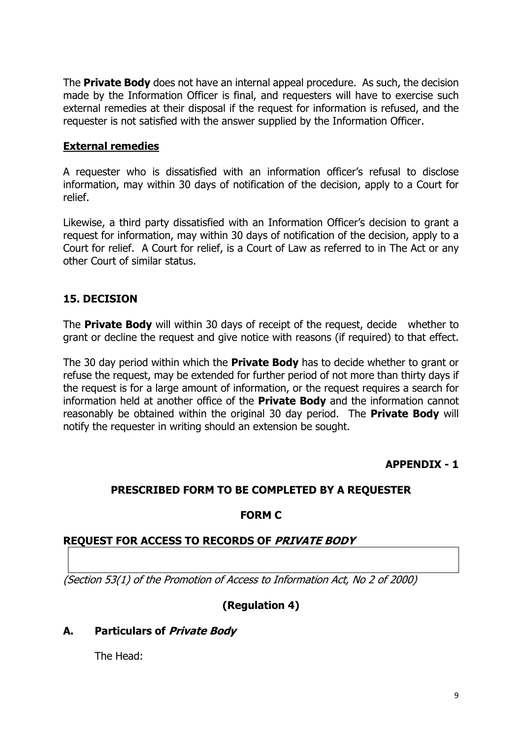The **Private Body** does not have an internal appeal procedure. As such, the decision made by the Information Officer is final, and requesters will have to exercise such external remedies at their disposal if the request for information is refused, and the requester is not satisfied with the answer supplied by the Information Officer.

**External remedies**

A requester who is dissatisfied with an information officer's refusal to disclose information, may within 30 days of notification of the decision, apply to a Court for relief.

Likewise, a third party dissatisfied with an Information Officer's decision to grant a request for information, may within 30 days of notification of the decision, apply to a Court for relief. A Court for relief, is a Court of Law as referred to in The Act or any other Court of similar status.

## 15. DECISION

The **Private Body** will within 30 days of receipt of the request, decide whether to grant or decline the request and give notice with reasons (if required) to that effect.

The 30 day period within which the **Private Body** has to decide whether to grant or refuse the request, may be extended for further period of not more than thirty days if the request is for a large amount of information, or the request requires a search for information held at another office of the **Private Body** and the information cannot reasonably be obtained within the original 30 day period. The **Private Body** will notify the requester in writing should an extension be sought.

**APPENDIX - 1**

## PRESCRIBED FORM TO BE COMPLETED BY A REQUESTER

### FORM C

### REQUEST FOR ACCESS TO RECORDS OF *PRIVATE BODY*

*(Section 53(1) of the Promotion of Access to Information Act, No 2 of 2000)*

**(Regulation 4)**

### A. Particulars of *Private Body*

The Head: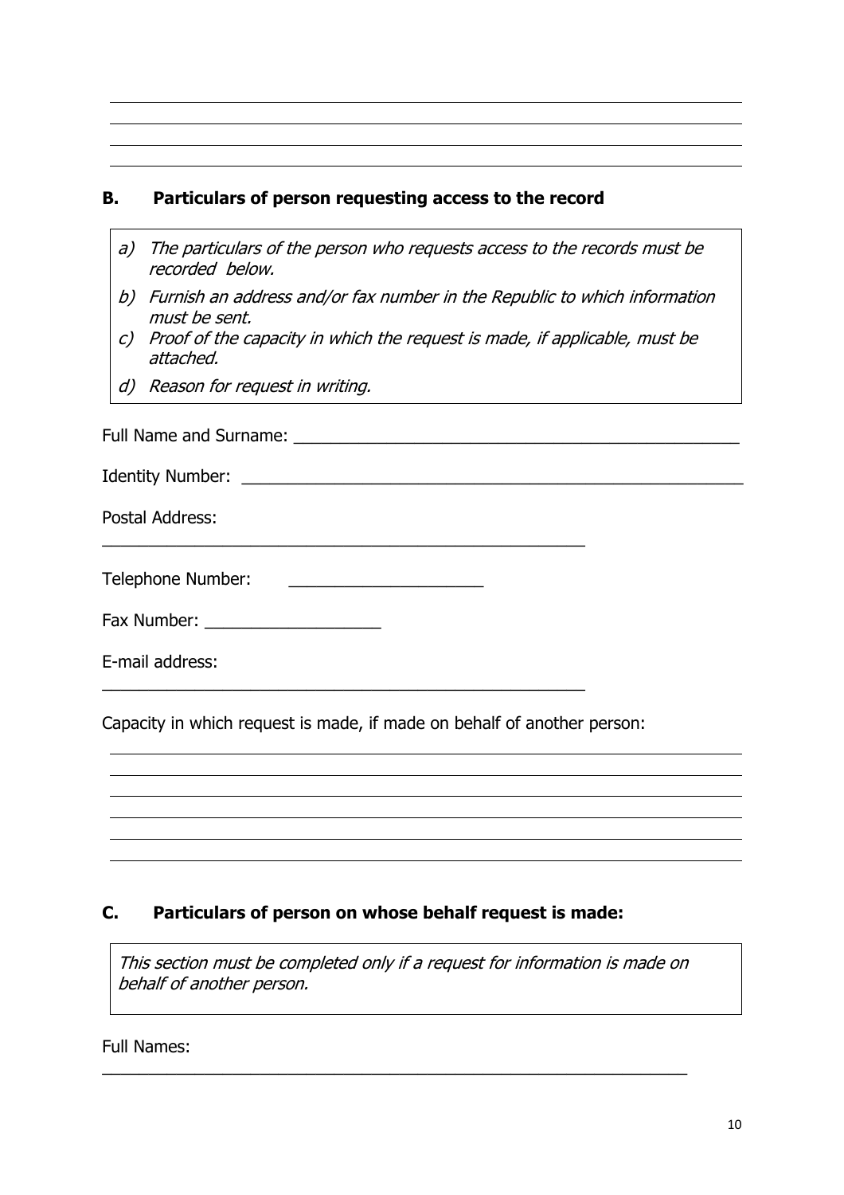## B. Particulars of person requesting access to the record

> a) *The particulars of the person who requests access to the records must be recorded below.*
>
> b) *Furnish an address and/or fax number in the Republic to which information must be sent.*
>
> c) *Proof of the capacity in which the request is made, if applicable, must be attached.*
>
> d) *Reason for request in writing.*

Full Name and Surname: ________________________________________________

Identity Number: ______________________________________________________

Postal Address:

______________________________________________________

Telephone Number: ____________________

Fax Number: ___________________

E-mail address:

______________________________________________________

Capacity in which request is made, if made on behalf of another person:

______________________________________________________________________

______________________________________________________________________

______________________________________________________________________

______________________________________________________________________

______________________________________________________________________

______________________________________________________________________

## C. Particulars of person on whose behalf request is made:

> *This section must be completed only if a request for information is made on behalf of another person.*

Full Names:

______________________________________________________________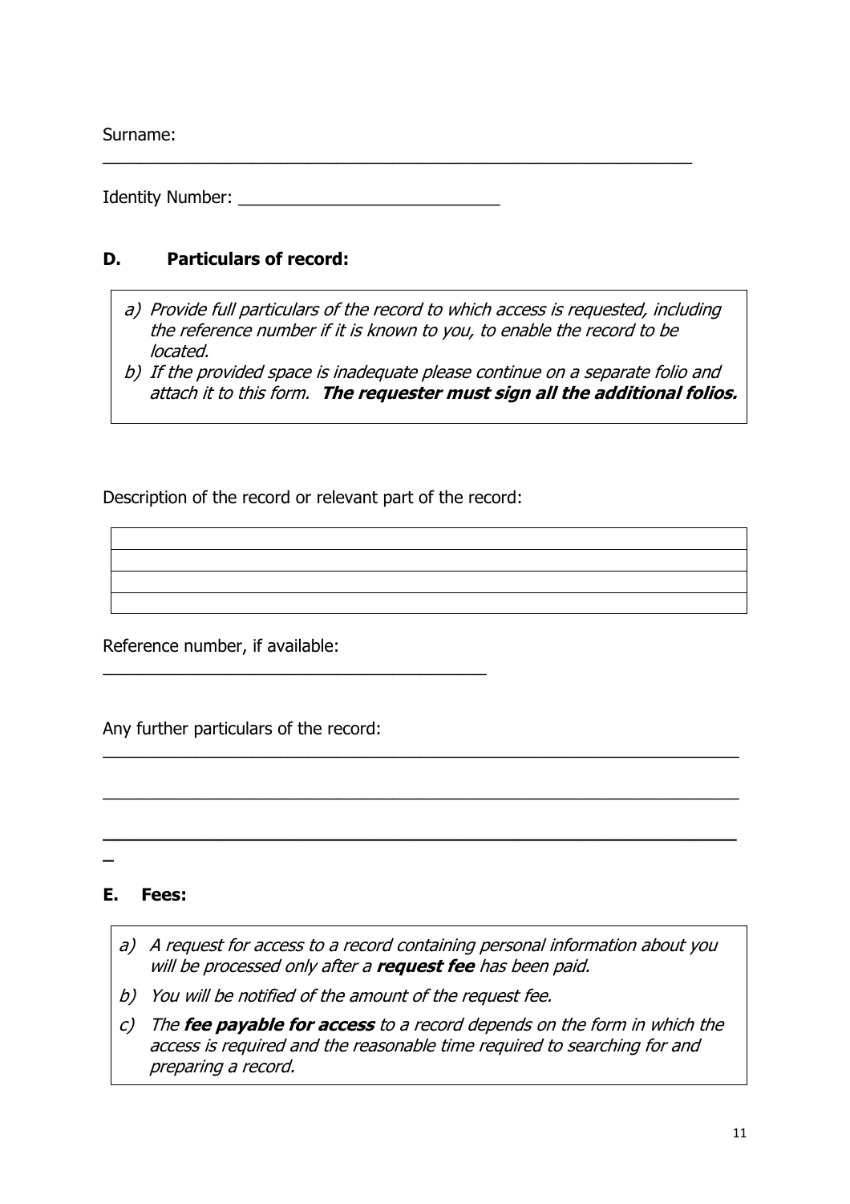Surname: _______________________________________________________________

Identity Number: ____________________________

## D. Particulars of record:

> a) *Provide full particulars of the record to which access is requested, including the reference number if it is known to you, to enable the record to be located.*
>
> b) *If the provided space is inadequate please continue on a separate folio and attach it to this form.* ***The requester must sign all the additional folios.***

Description of the record or relevant part of the record:

| |
|---|
| |
| |
| |
| |

Reference number, if available: ________________________________________

Any further particulars of the record:

_____________________________________________________________________

_____________________________________________________________________

_____________________________________________________________________

## E. Fees:

> a) *A request for access to a record containing personal information about you will be processed only after a* ***request fee*** *has been paid.*
>
> b) *You will be notified of the amount of the request fee.*
>
> c) *The* ***fee payable for access*** *to a record depends on the form in which the access is required and the reasonable time required to searching for and preparing a record.*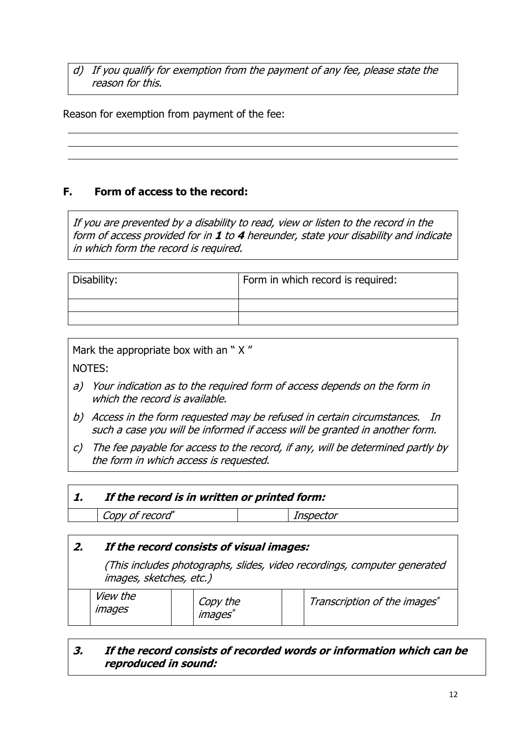*d) If you qualify for exemption from the payment of any fee, please state the reason for this.*

Reason for exemption from payment of the fee:

\_\_\_\_\_\_\_\_\_\_\_\_\_\_\_\_\_\_\_\_\_\_\_\_\_\_\_\_\_\_\_\_\_\_\_\_\_\_\_\_\_\_\_\_\_\_\_\_

\_\_\_\_\_\_\_\_\_\_\_\_\_\_\_\_\_\_\_\_\_\_\_\_\_\_\_\_\_\_\_\_\_\_\_\_\_\_\_\_\_\_\_\_\_\_\_\_

\_\_\_\_\_\_\_\_\_\_\_\_\_\_\_\_\_\_\_\_\_\_\_\_\_\_\_\_\_\_\_\_\_\_\_\_\_\_\_\_\_\_\_\_\_\_\_\_

## F. Form of access to the record:

*If you are prevented by a disability to read, view or listen to the record in the form of access provided for in **1** to **4** hereunder, state your disability and indicate in which form the record is required.*

| Disability: | Form in which record is required: |
|---|---|
| | |
| | |

Mark the appropriate box with an " X "

NOTES:

*a) Your indication as to the required form of access depends on the form in which the record is available.*

*b) Access in the form requested may be refused in certain circumstances. In such a case you will be informed if access will be granted in another form.*

*c) The fee payable for access to the record, if any, will be determined partly by the form in which access is requested.*

| ***1.*** | ***If the record is in written or printed form:*** | | |
|---|---|---|---|
| | *Copy of record\** | | *Inspector* |

| ***2.*** | ***If the record consists of visual images:*** *(This includes photographs, slides, video recordings, computer generated images, sketches, etc.)* | | | | |
|---|---|---|---|---|---|
| | *View the images* | | *Copy the images\** | | *Transcription of the images\** |

***3. If the record consists of recorded words or information which can be reproduced in sound:***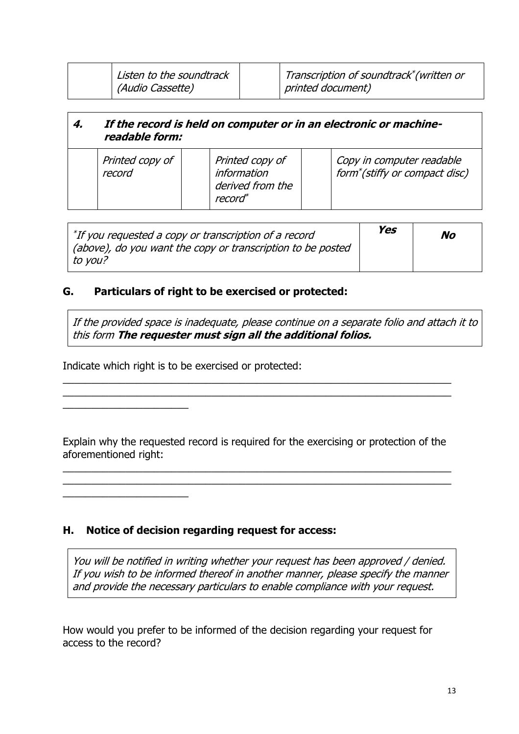| | *Listen to the soundtrack (Audio Cassette)* | | *Transcription of soundtrack*(written or printed document)* |
|---|---|---|---|

| **4.** | ***If the record is held on computer or in an electronic or machine-readable form:*** | | | | |
|---|---|---|---|---|---|
| | *Printed copy of record* | | *Printed copy of information derived from the record** | | *Copy in computer readable form*(stiffy or compact disc)* |

| **If you requested a copy or transcription of a record (above), do you want the copy or transcription to be posted to you?* | ***Yes*** | ***No*** |
|---|---|---|

## G. Particulars of right to be exercised or protected:

*If the provided space is inadequate, please continue on a separate folio and attach it to this form* ***The requester must sign all the additional folios.***

Indicate which right is to be exercised or protected:

_________________________________________________________________
_________________________________________________________________
_____________________

Explain why the requested record is required for the exercising or protection of the aforementioned right:

_________________________________________________________________
_________________________________________________________________
_____________________

## H. Notice of decision regarding request for access:

*You will be notified in writing whether your request has been approved / denied. If you wish to be informed thereof in another manner, please specify the manner and provide the necessary particulars to enable compliance with your request.*

How would you prefer to be informed of the decision regarding your request for access to the record?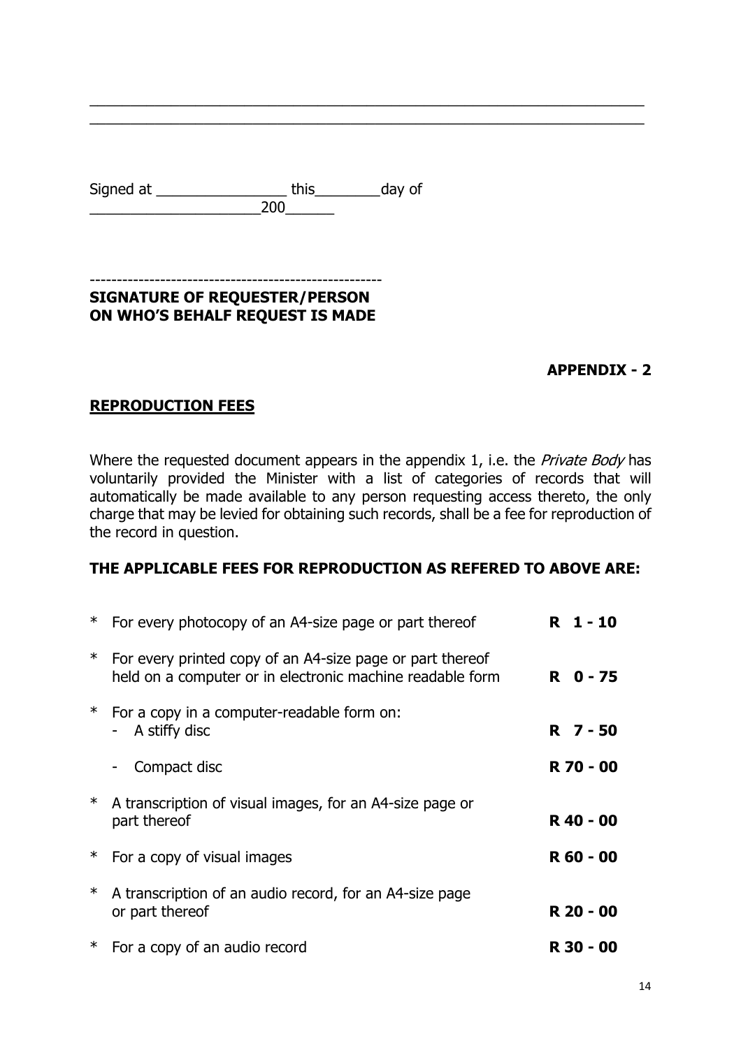\_\_\_\_\_\_\_\_\_\_\_\_\_\_\_\_\_\_\_\_\_\_\_\_\_\_\_\_\_\_\_\_\_\_\_\_\_\_\_\_\_\_\_\_\_\_\_\_\_\_\_\_\_\_\_\_\_\_\_\_\_\_\_\_\_\_\_\_\_\_
\_\_\_\_\_\_\_\_\_\_\_\_\_\_\_\_\_\_\_\_\_\_\_\_\_\_\_\_\_\_\_\_\_\_\_\_\_\_\_\_\_\_\_\_\_\_\_\_\_\_\_\_\_\_\_\_\_\_\_\_\_\_\_\_\_\_\_\_\_\_

Signed at ________________ this________day of
_____________________200______

------------------------------------------------------
**SIGNATURE OF REQUESTER/PERSON ON WHO'S BEHALF REQUEST IS MADE**

**APPENDIX - 2**

## REPRODUCTION FEES

Where the requested document appears in the appendix 1, i.e. the *Private Body* has voluntarily provided the Minister with a list of categories of records that will automatically be made available to any person requesting access thereto, the only charge that may be levied for obtaining such records, shall be a fee for reproduction of the record in question.

**THE APPLICABLE FEES FOR REPRODUCTION AS REFERED TO ABOVE ARE:**

| | Item | Fee |
|---|---|---|
| * | For every photocopy of an A4-size page or part thereof | **R 1 - 10** |
| * | For every printed copy of an A4-size page or part thereof held on a computer or in electronic machine readable form | **R 0 - 75** |
| * | For a copy in a computer-readable form on: | |
| | - A stiffy disc | **R 7 - 50** |
| | - Compact disc | **R 70 - 00** |
| * | A transcription of visual images, for an A4-size page or part thereof | **R 40 - 00** |
| * | For a copy of visual images | **R 60 - 00** |
| * | A transcription of an audio record, for an A4-size page or part thereof | **R 20 - 00** |
| * | For a copy of an audio record | **R 30 - 00** |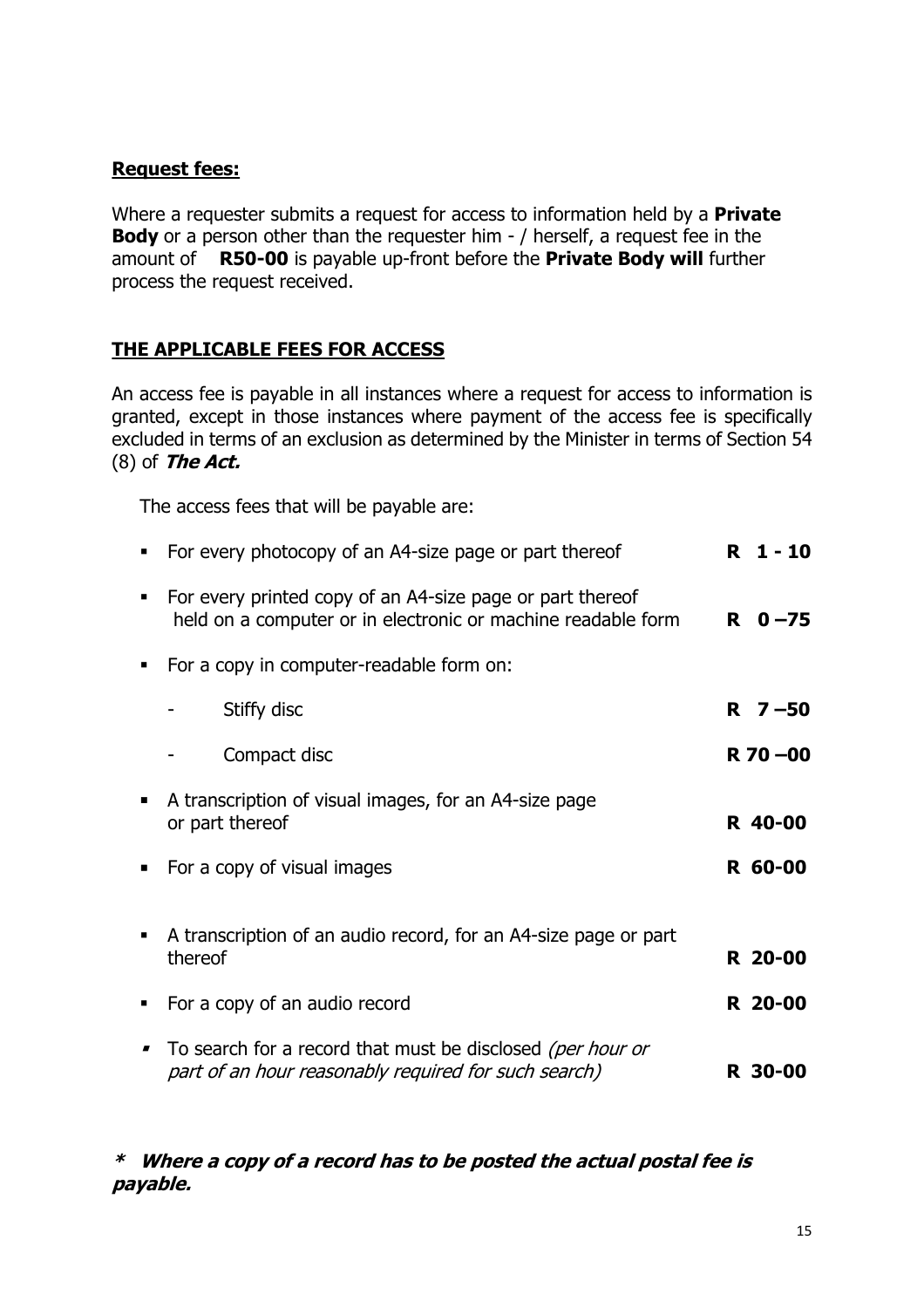**Request fees:**

Where a requester submits a request for access to information held by a **Private Body** or a person other than the requester him - / herself, a request fee in the amount of **R50-00** is payable up-front before the **Private Body will** further process the request received.

**THE APPLICABLE FEES FOR ACCESS**

An access fee is payable in all instances where a request for access to information is granted, except in those instances where payment of the access fee is specifically excluded in terms of an exclusion as determined by the Minister in terms of Section 54 (8) of ***The Act.***

The access fees that will be payable are:

- For every photocopy of an A4-size page or part thereof **R 1 - 10**
- For every printed copy of an A4-size page or part thereof held on a computer or in electronic or machine readable form **R 0 –75**
- For a copy in computer-readable form on:
  - Stiffy disc **R 7 –50**
  - Compact disc **R 70 –00**
- A transcription of visual images, for an A4-size page or part thereof **R 40-00**
- For a copy of visual images **R 60-00**
- A transcription of an audio record, for an A4-size page or part thereof **R 20-00**
- For a copy of an audio record **R 20-00**
- To search for a record that must be disclosed *(per hour or part of an hour reasonably required for such search)* **R 30-00**

***\* Where a copy of a record has to be posted the actual postal fee is payable.***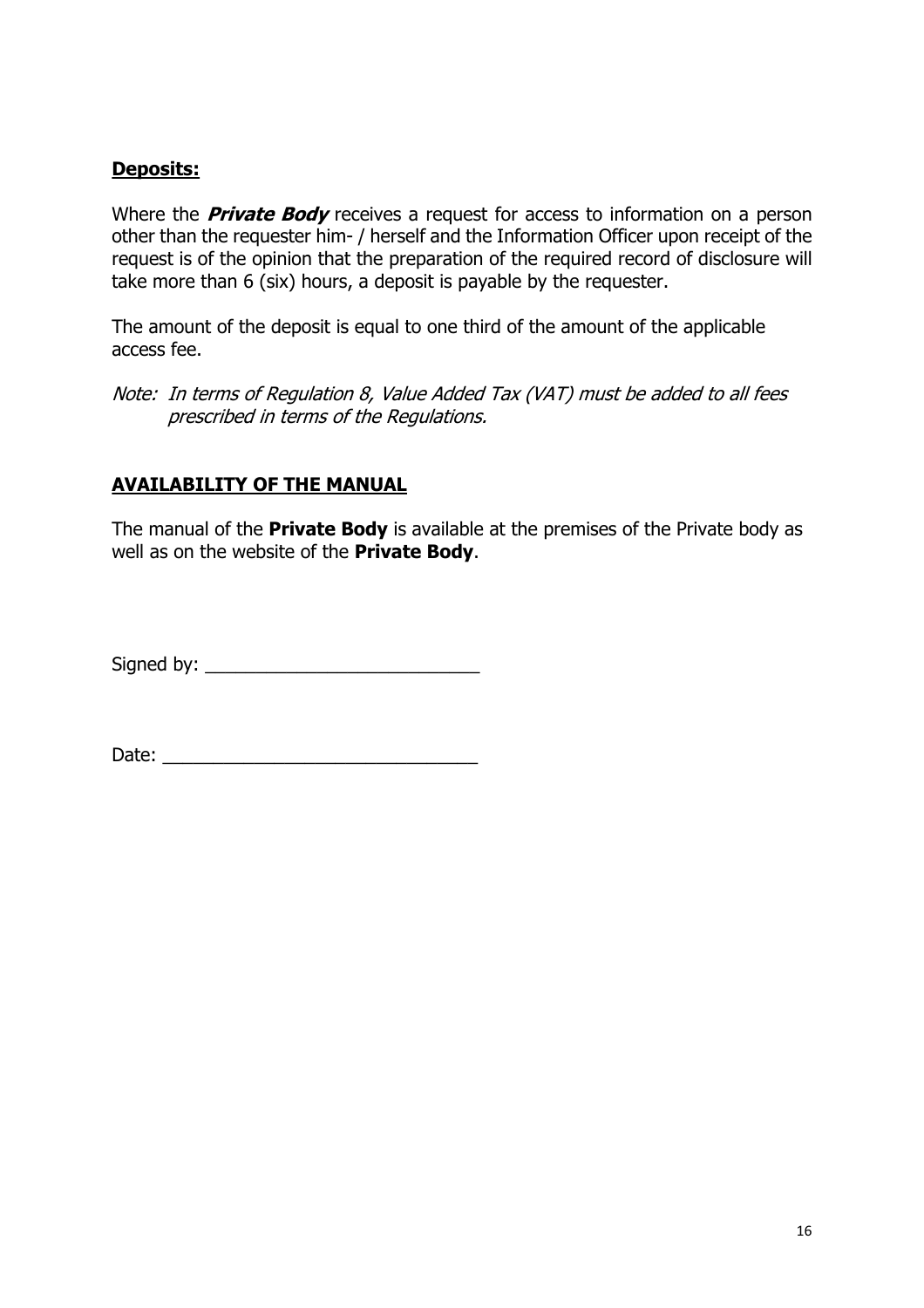## **Deposits:**

Where the ***Private Body*** receives a request for access to information on a person other than the requester him- / herself and the Information Officer upon receipt of the request is of the opinion that the preparation of the required record of disclosure will take more than 6 (six) hours, a deposit is payable by the requester.

The amount of the deposit is equal to one third of the amount of the applicable access fee.

*Note: In terms of Regulation 8, Value Added Tax (VAT) must be added to all fees prescribed in terms of the Regulations.*

## **AVAILABILITY OF THE MANUAL**

The manual of the **Private Body** is available at the premises of the Private body as well as on the website of the **Private Body**.

Signed by: ___________________________

Date: _______________________________